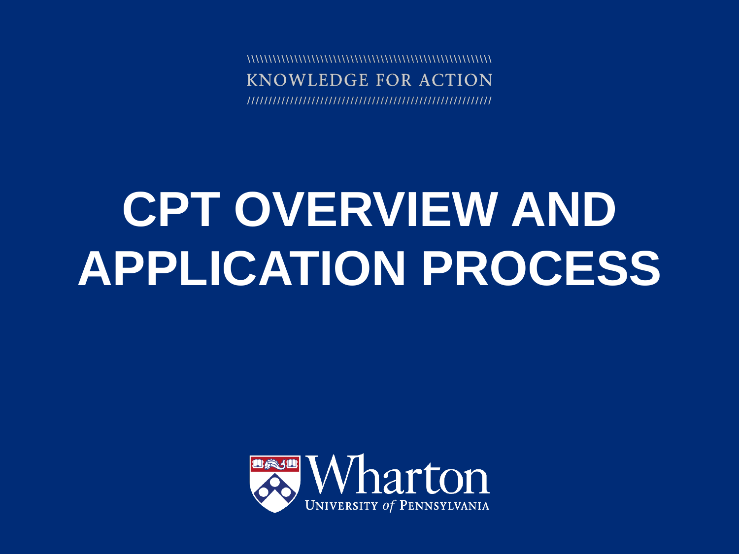KNOWLEDGE FOR ACTION

# CPT OVERVIEW AND APPLICATION PROCESS

Wharton
UNIVERSITY of PENNSYLVANIA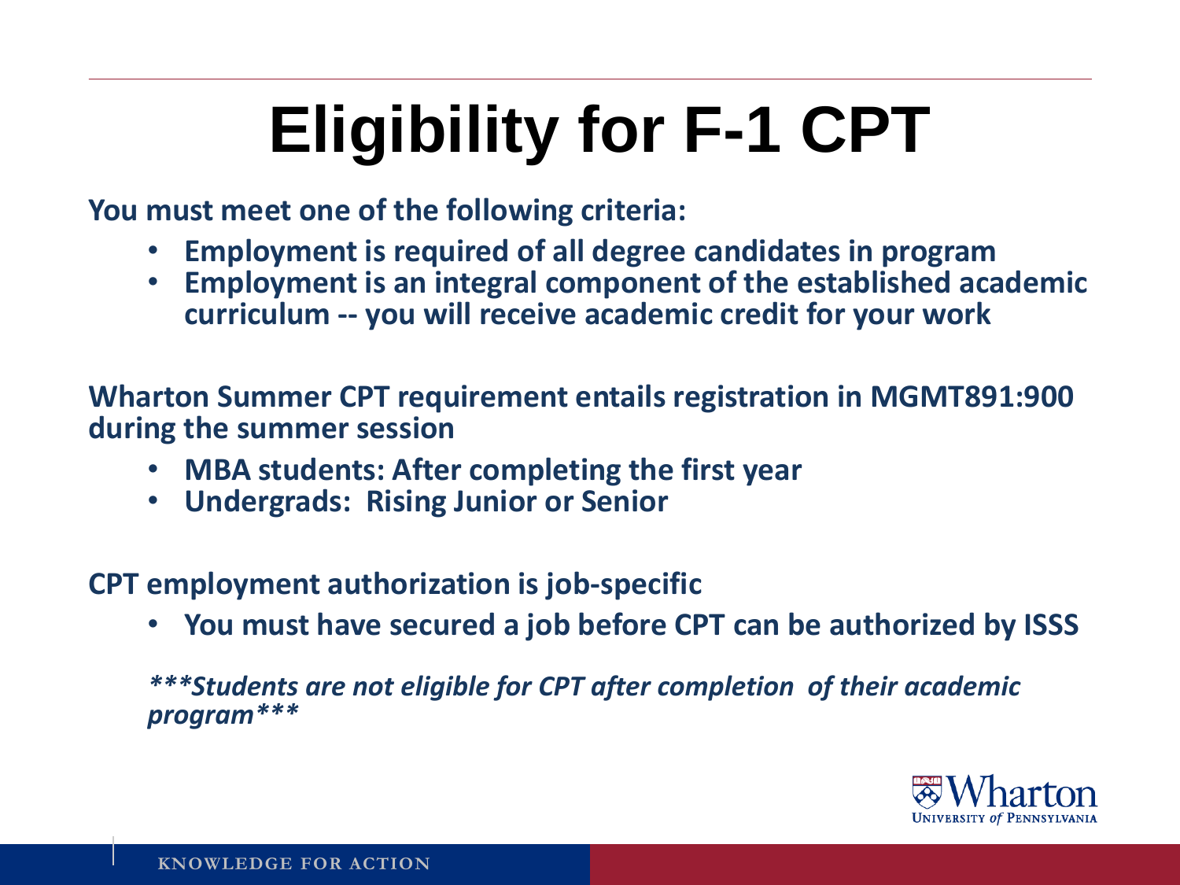# Eligibility for F-1 CPT

**You must meet one of the following criteria:**

- **Employment is required of all degree candidates in program**
- **Employment is an integral component of the established academic curriculum -- you will receive academic credit for your work**

**Wharton Summer CPT requirement entails registration in MGMT891:900 during the summer session**

- **MBA students: After completing the first year**
- **Undergrads:  Rising Junior or Senior**

**CPT employment authorization is job-specific**

- **You must have secured a job before CPT can be authorized by ISSS**

***\*\*\*Students are not eligible for CPT after completion  of their academic program\*\*\****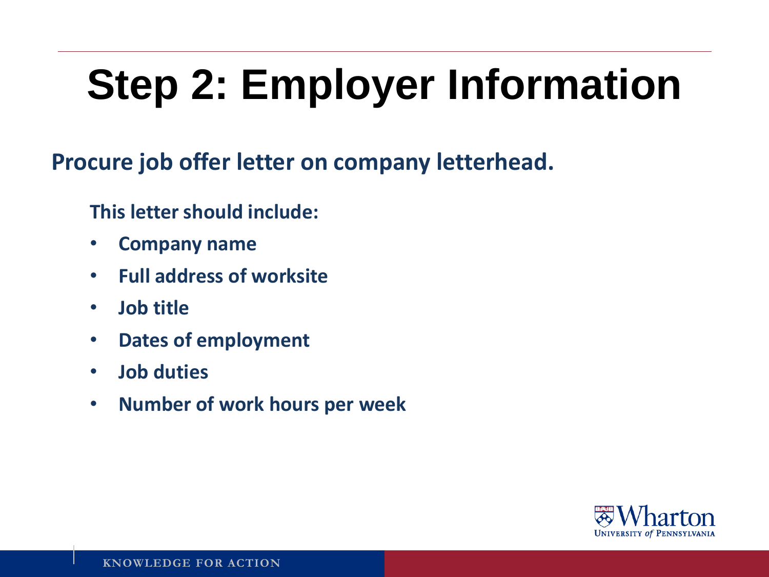# Step 2: Employer Information

**Procure job offer letter on company letterhead.**

**This letter should include:**

- **Company name**
- **Full address of worksite**
- **Job title**
- **Dates of employment**
- **Job duties**
- **Number of work hours per week**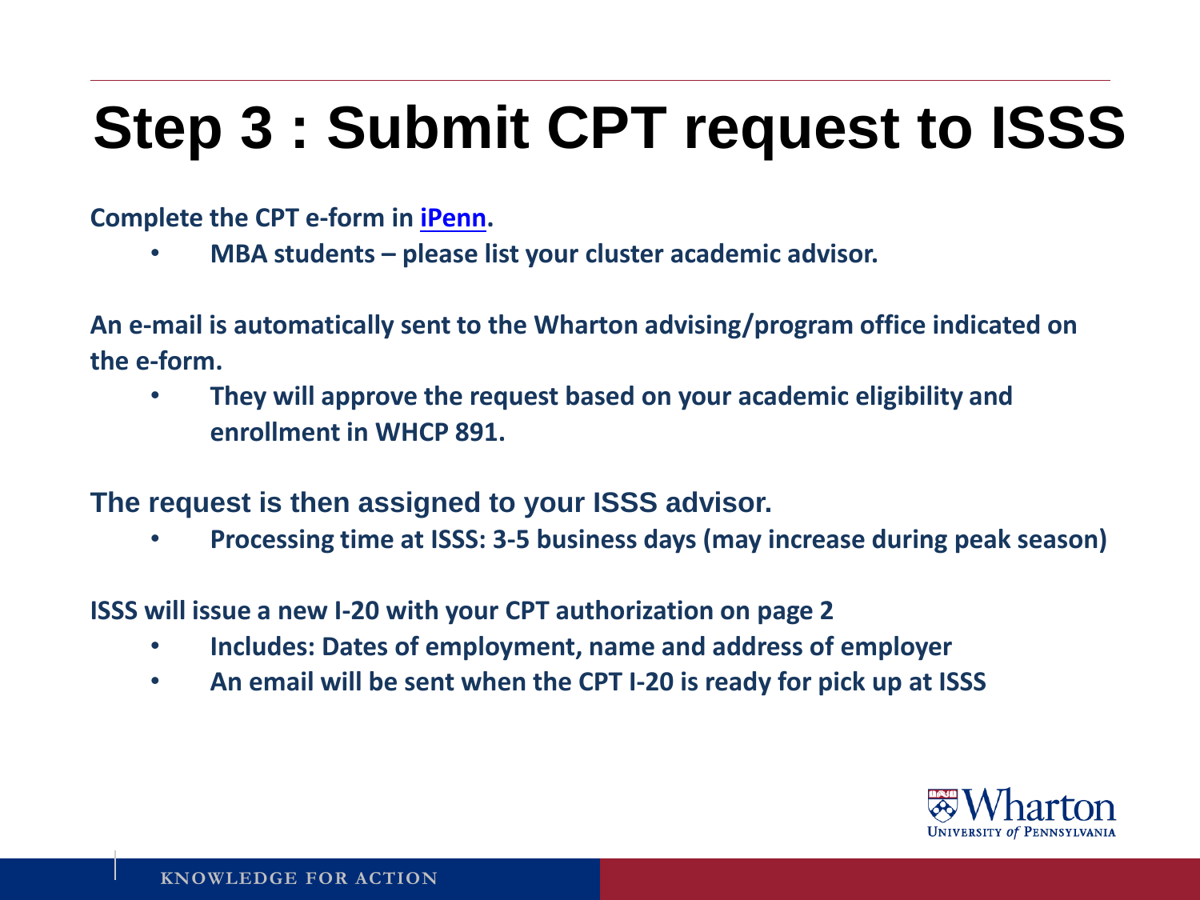# Step 3 : Submit CPT request to ISSS

**Complete the CPT e-form in iPenn.**

- **MBA students – please list your cluster academic advisor.**

**An e-mail is automatically sent to the Wharton advising/program office indicated on the e-form.**

- **They will approve the request based on your academic eligibility and enrollment in WHCP 891.**

**The request is then assigned to your ISSS advisor.**

- **Processing time at ISSS: 3-5 business days (may increase during peak season)**

**ISSS will issue a new I-20 with your CPT authorization on page 2**

- **Includes: Dates of employment, name and address of employer**
- **An email will be sent when the CPT I-20 is ready for pick up at ISSS**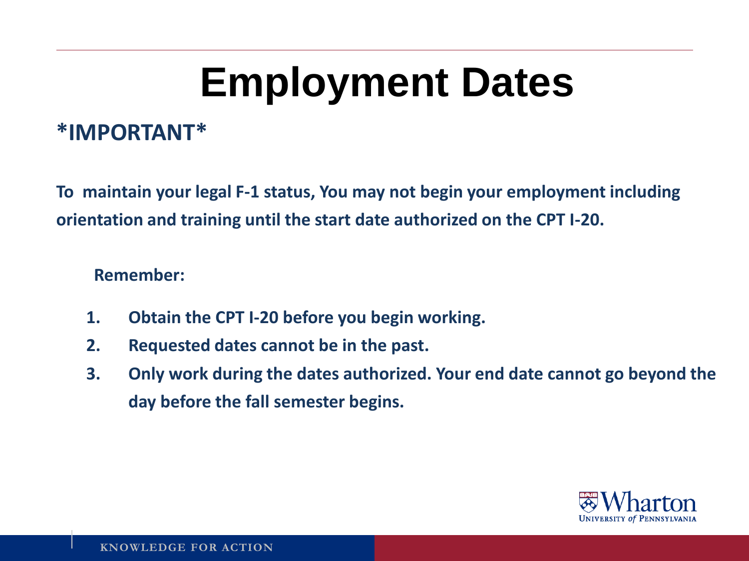# Employment Dates

**\*IMPORTANT\***

**To maintain your legal F-1 status, You may not begin your employment including orientation and training until the start date authorized on the CPT I-20.**

**Remember:**

1. **Obtain the CPT I-20 before you begin working.**
2. **Requested dates cannot be in the past.**
3. **Only work during the dates authorized. Your end date cannot go beyond the day before the fall semester begins.**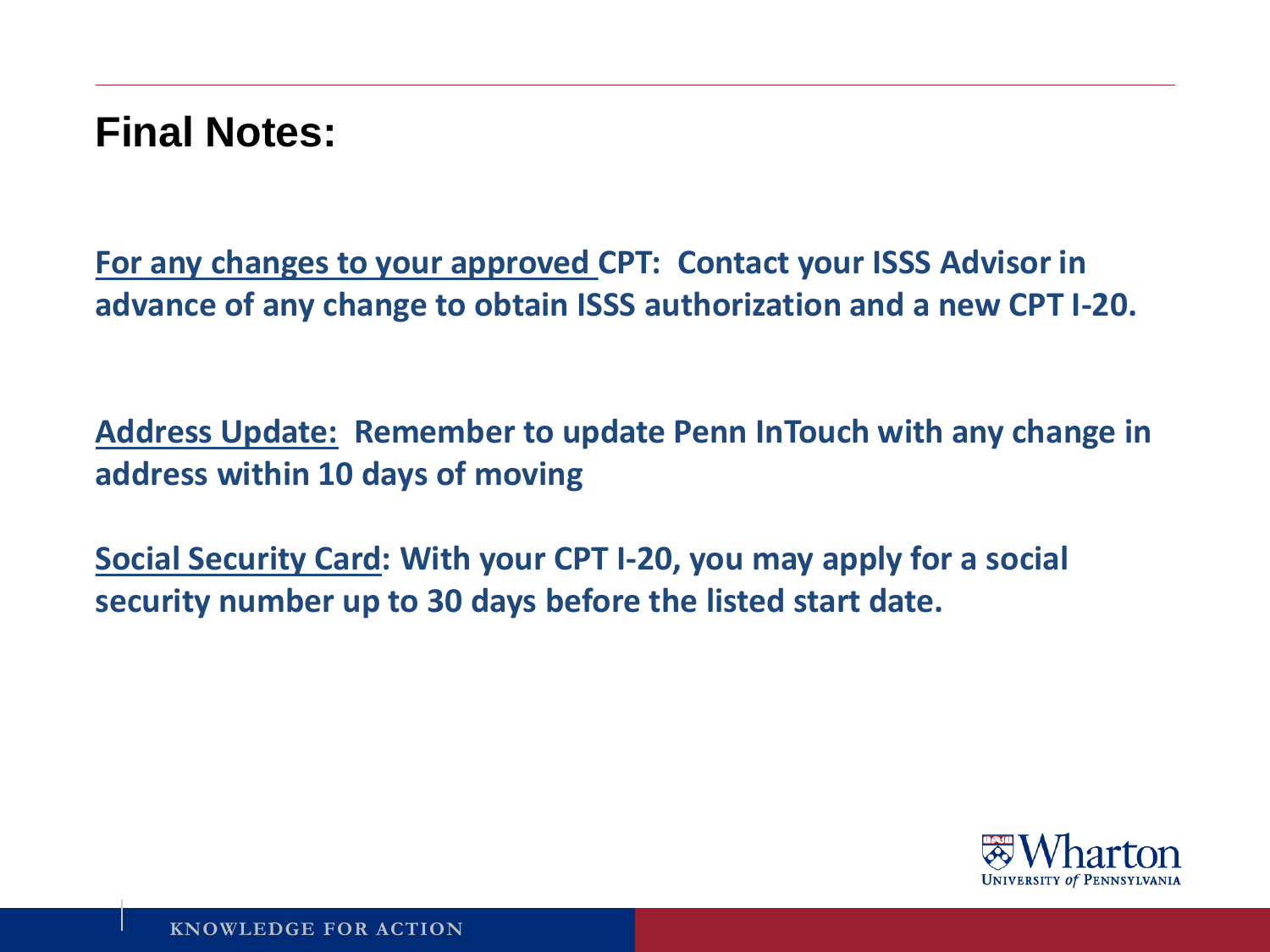# Final Notes:

**For any changes to your approved CPT: Contact your ISSS Advisor in advance of any change to obtain ISSS authorization and a new CPT I-20.**

**Address Update: Remember to update Penn InTouch with any change in address within 10 days of moving**

**Social Security Card: With your CPT I-20, you may apply for a social security number up to 30 days before the listed start date.**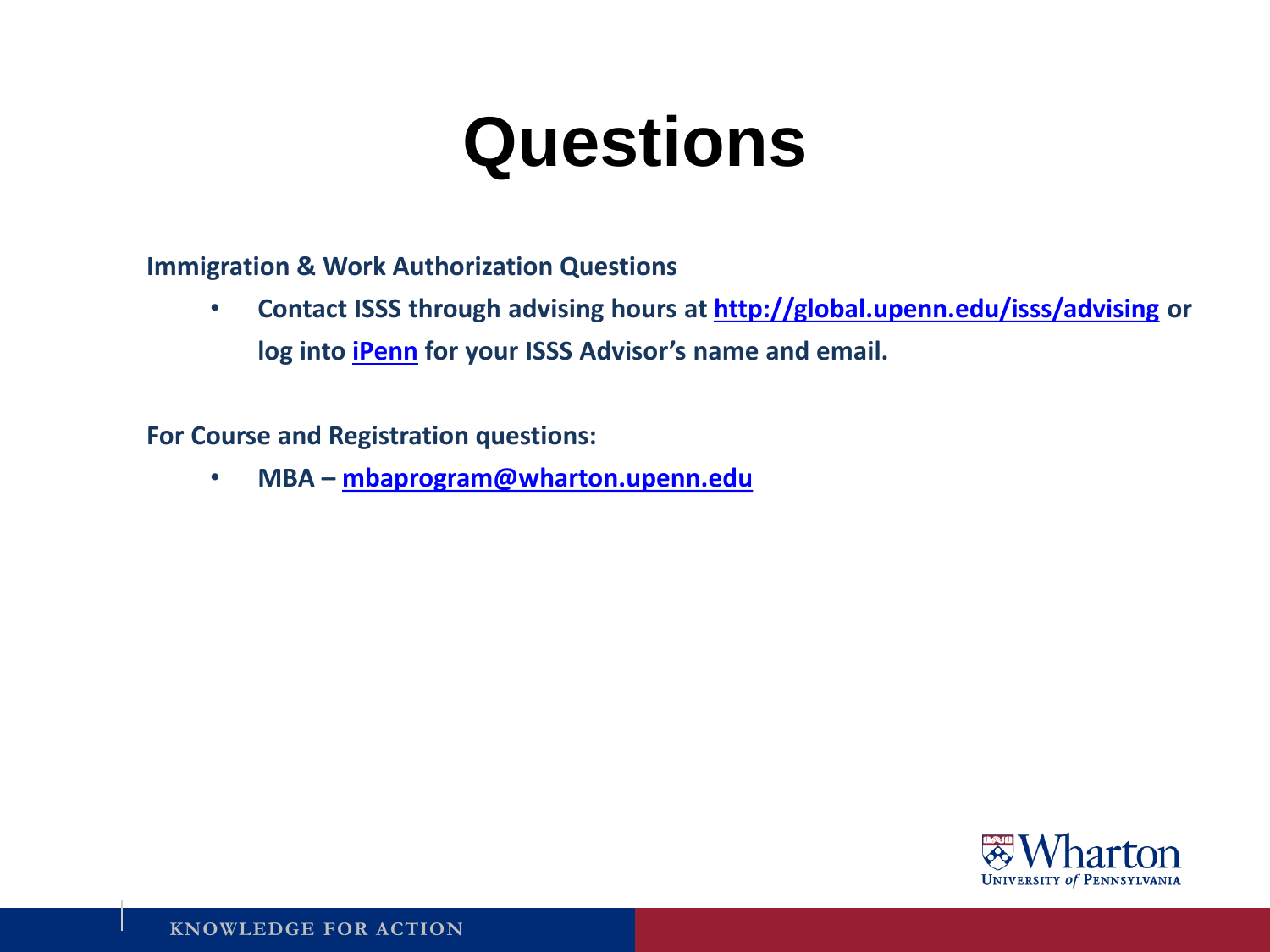# Questions

**Immigration & Work Authorization Questions**

- **Contact ISSS through advising hours at http://global.upenn.edu/isss/advising or log into iPenn for your ISSS Advisor's name and email.**

**For Course and Registration questions:**

- **MBA – mbaprogram@wharton.upenn.edu**